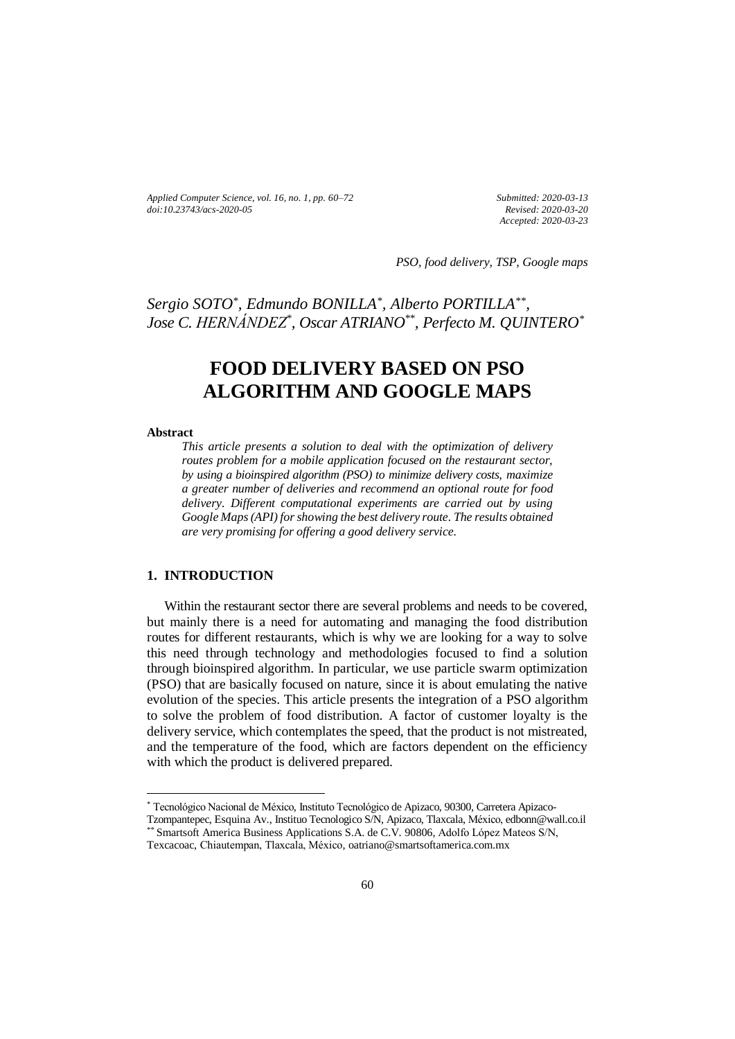*Applied Computer Science, vol. 16, no. 1, pp. 60–72*
*doi:10.23743/acs-2020-05*

*Submitted: 2020-03-13*
*Revised: 2020-03-20*
*Accepted: 2020-03-23*

*PSO, food delivery, TSP, Google maps*

*Sergio SOTO*[*], *Edmundo BONILLA*[*], *Alberto PORTILLA*[**], *Jose C. HERNÁNDEZ*[*], *Oscar ATRIANO*[**], *Perfecto M. QUINTERO*[*]

# FOOD DELIVERY BASED ON PSO ALGORITHM AND GOOGLE MAPS

**Abstract**

*This article presents a solution to deal with the optimization of delivery routes problem for a mobile application focused on the restaurant sector, by using a bioinspired algorithm (PSO) to minimize delivery costs, maximize a greater number of deliveries and recommend an optional route for food delivery. Different computational experiments are carried out by using Google Maps (API) for showing the best delivery route. The results obtained are very promising for offering a good delivery service.*

## 1. INTRODUCTION

Within the restaurant sector there are several problems and needs to be covered, but mainly there is a need for automating and managing the food distribution routes for different restaurants, which is why we are looking for a way to solve this need through technology and methodologies focused to find a solution through bioinspired algorithm. In particular, we use particle swarm optimization (PSO) that are basically focused on nature, since it is about emulating the native evolution of the species. This article presents the integration of a PSO algorithm to solve the problem of food distribution. A factor of customer loyalty is the delivery service, which contemplates the speed, that the product is not mistreated, and the temperature of the food, which are factors dependent on the efficiency with which the product is delivered prepared.

---

[*] Tecnológico Nacional de México, Instituto Tecnológico de Apizaco, 90300, Carretera Apizaco-Tzompantepec, Esquina Av., Instituo Tecnologico S/N, Apizaco, Tlaxcala, México, edbonn@wall.co.il

[**] Smartsoft America Business Applications S.A. de C.V. 90806, Adolfo López Mateos S/N, Texcacoac, Chiautempan, Tlaxcala, México, oatriano@smartsoftamerica.com.mx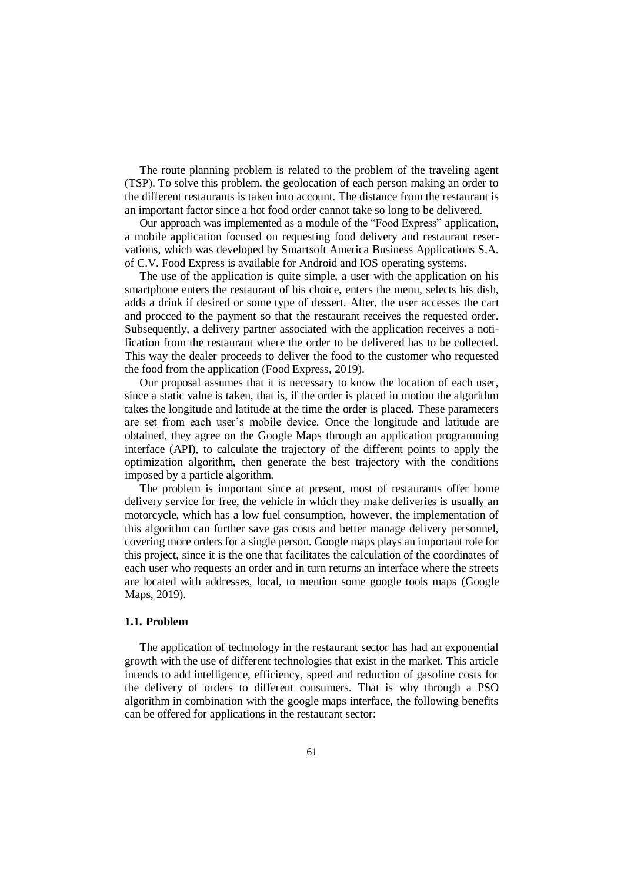The route planning problem is related to the problem of the traveling agent (TSP). To solve this problem, the geolocation of each person making an order to the different restaurants is taken into account. The distance from the restaurant is an important factor since a hot food order cannot take so long to be delivered.

Our approach was implemented as a module of the “Food Express” application, a mobile application focused on requesting food delivery and restaurant reservations, which was developed by Smartsoft America Business Applications S.A. of C.V. Food Express is available for Android and IOS operating systems.

The use of the application is quite simple, a user with the application on his smartphone enters the restaurant of his choice, enters the menu, selects his dish, adds a drink if desired or some type of dessert. After, the user accesses the cart and procced to the payment so that the restaurant receives the requested order. Subsequently, a delivery partner associated with the application receives a notification from the restaurant where the order to be delivered has to be collected. This way the dealer proceeds to deliver the food to the customer who requested the food from the application (Food Express, 2019).

Our proposal assumes that it is necessary to know the location of each user, since a static value is taken, that is, if the order is placed in motion the algorithm takes the longitude and latitude at the time the order is placed. These parameters are set from each user’s mobile device. Once the longitude and latitude are obtained, they agree on the Google Maps through an application programming interface (API), to calculate the trajectory of the different points to apply the optimization algorithm, then generate the best trajectory with the conditions imposed by a particle algorithm.

The problem is important since at present, most of restaurants offer home delivery service for free, the vehicle in which they make deliveries is usually an motorcycle, which has a low fuel consumption, however, the implementation of this algorithm can further save gas costs and better manage delivery personnel, covering more orders for a single person. Google maps plays an important role for this project, since it is the one that facilitates the calculation of the coordinates of each user who requests an order and in turn returns an interface where the streets are located with addresses, local, to mention some google tools maps (Google Maps, 2019).

### 1.1. Problem

The application of technology in the restaurant sector has had an exponential growth with the use of different technologies that exist in the market. This article intends to add intelligence, efficiency, speed and reduction of gasoline costs for the delivery of orders to different consumers. That is why through a PSO algorithm in combination with the google maps interface, the following benefits can be offered for applications in the restaurant sector: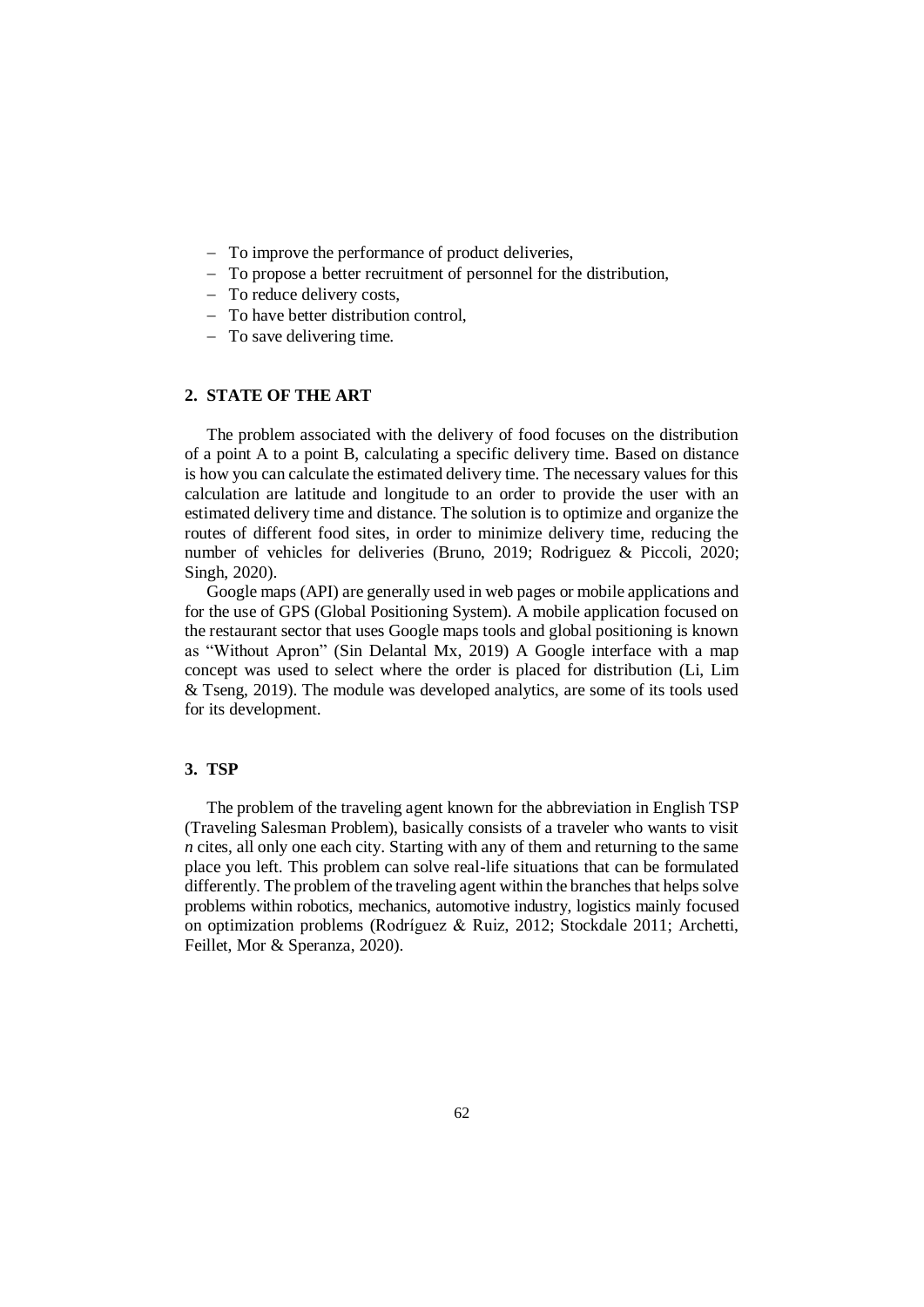- To improve the performance of product deliveries,
- To propose a better recruitment of personnel for the distribution,
- To reduce delivery costs,
- To have better distribution control,
- To save delivering time.

## 2. STATE OF THE ART

The problem associated with the delivery of food focuses on the distribution of a point A to a point B, calculating a specific delivery time. Based on distance is how you can calculate the estimated delivery time. The necessary values for this calculation are latitude and longitude to an order to provide the user with an estimated delivery time and distance. The solution is to optimize and organize the routes of different food sites, in order to minimize delivery time, reducing the number of vehicles for deliveries (Bruno, 2019; Rodriguez & Piccoli, 2020; Singh, 2020).

Google maps (API) are generally used in web pages or mobile applications and for the use of GPS (Global Positioning System). A mobile application focused on the restaurant sector that uses Google maps tools and global positioning is known as "Without Apron" (Sin Delantal Mx, 2019) A Google interface with a map concept was used to select where the order is placed for distribution (Li, Lim & Tseng, 2019). The module was developed analytics, are some of its tools used for its development.

## 3. TSP

The problem of the traveling agent known for the abbreviation in English TSP (Traveling Salesman Problem), basically consists of a traveler who wants to visit *n* cites, all only one each city. Starting with any of them and returning to the same place you left. This problem can solve real-life situations that can be formulated differently. The problem of the traveling agent within the branches that helps solve problems within robotics, mechanics, automotive industry, logistics mainly focused on optimization problems (Rodríguez & Ruiz, 2012; Stockdale 2011; Archetti, Feillet, Mor & Speranza, 2020).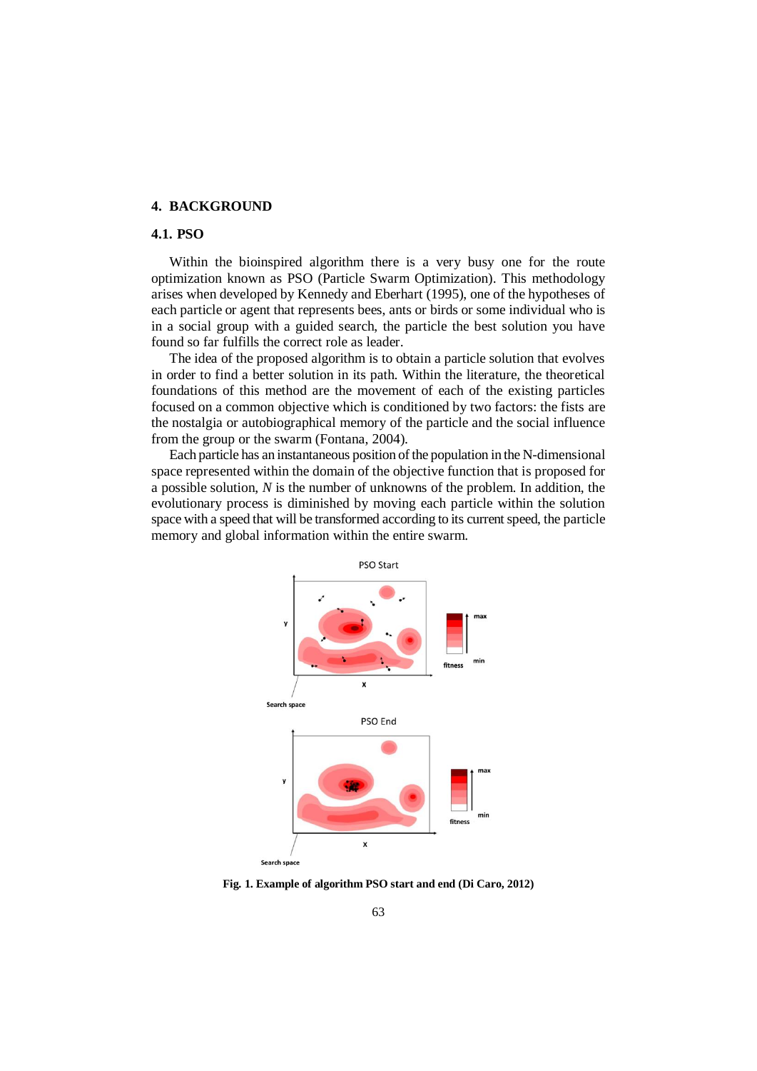# 4. BACKGROUND

## 4.1. PSO

Within the bioinspired algorithm there is a very busy one for the route optimization known as PSO (Particle Swarm Optimization). This methodology arises when developed by Kennedy and Eberhart (1995), one of the hypotheses of each particle or agent that represents bees, ants or birds or some individual who is in a social group with a guided search, the particle the best solution you have found so far fulfills the correct role as leader.

The idea of the proposed algorithm is to obtain a particle solution that evolves in order to find a better solution in its path. Within the literature, the theoretical foundations of this method are the movement of each of the existing particles focused on a common objective which is conditioned by two factors: the fists are the nostalgia or autobiographical memory of the particle and the social influence from the group or the swarm (Fontana, 2004).

Each particle has an instantaneous position of the population in the N-dimensional space represented within the domain of the objective function that is proposed for a possible solution, *N* is the number of unknowns of the problem. In addition, the evolutionary process is diminished by moving each particle within the solution space with a speed that will be transformed according to its current speed, the particle memory and global information within the entire swarm.

PSO Start

y

x

max

min

fitness

Search space

PSO End

y

x

max

min

fitness

Search space

**Fig. 1. Example of algorithm PSO start and end (Di Caro, 2012)**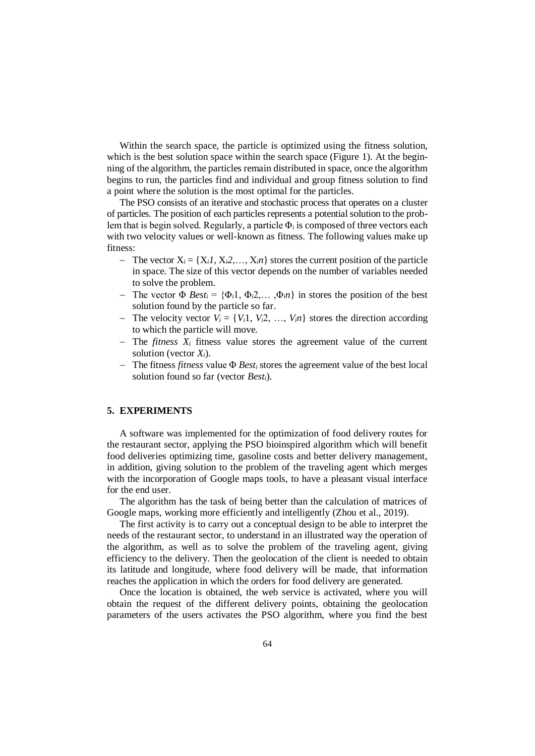Within the search space, the particle is optimized using the fitness solution, which is the best solution space within the search space (Figure 1). At the beginning of the algorithm, the particles remain distributed in space, once the algorithm begins to run, the particles find and individual and group fitness solution to find a point where the solution is the most optimal for the particles.

The PSO consists of an iterative and stochastic process that operates on a cluster of particles. The position of each particles represents a potential solution to the problem that is begin solved. Regularly, a particle $\Phi_i$ is composed of three vectors each with two velocity values or well-known as fitness. The following values make up fitness:

- The vector $X_i = \{X_i1, X_i2, \ldots, X_in\}$ stores the current position of the particle in space. The size of this vector depends on the number of variables needed to solve the problem.
- The vector $\Phi\ Best_i = \{\Phi_i1, \Phi_i2, \ldots, \Phi_in\}$ in stores the position of the best solution found by the particle so far.
- The velocity vector $V_i = \{V_i1, V_i2, \ldots, V_in\}$ stores the direction according to which the particle will move.
- The *fitness* $X_i$ fitness value stores the agreement value of the current solution (vector $X_i$).
- The fitness *fitness* value $\Phi\ Best_i$ stores the agreement value of the best local solution found so far (vector $Best_i$).

## 5. EXPERIMENTS

A software was implemented for the optimization of food delivery routes for the restaurant sector, applying the PSO bioinspired algorithm which will benefit food deliveries optimizing time, gasoline costs and better delivery management, in addition, giving solution to the problem of the traveling agent which merges with the incorporation of Google maps tools, to have a pleasant visual interface for the end user.

The algorithm has the task of being better than the calculation of matrices of Google maps, working more efficiently and intelligently (Zhou et al., 2019).

The first activity is to carry out a conceptual design to be able to interpret the needs of the restaurant sector, to understand in an illustrated way the operation of the algorithm, as well as to solve the problem of the traveling agent, giving efficiency to the delivery. Then the geolocation of the client is needed to obtain its latitude and longitude, where food delivery will be made, that information reaches the application in which the orders for food delivery are generated.

Once the location is obtained, the web service is activated, where you will obtain the request of the different delivery points, obtaining the geolocation parameters of the users activates the PSO algorithm, where you find the best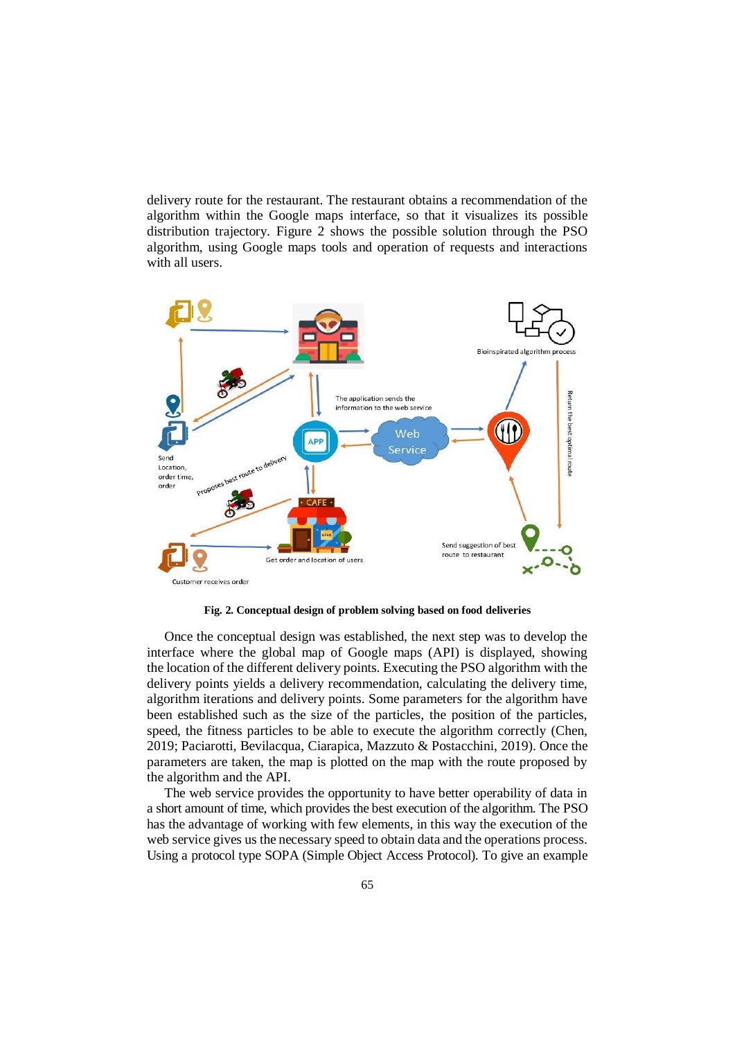delivery route for the restaurant. The restaurant obtains a recommendation of the algorithm within the Google maps interface, so that it visualizes its possible distribution trajectory. Figure 2 shows the possible solution through the PSO algorithm, using Google maps tools and operation of requests and interactions with all users.

Bioinspirated algorithm process

The application sends the information to the web service

APP

Web Service

Return the best optimal route

Send Location, order time, order

Proposes best route to delivery

CAFE

Get order and location of users

Send suggestion of best route to restaurant

Customer receives order

**Fig. 2. Conceptual design of problem solving based on food deliveries**

Once the conceptual design was established, the next step was to develop the interface where the global map of Google maps (API) is displayed, showing the location of the different delivery points. Executing the PSO algorithm with the delivery points yields a delivery recommendation, calculating the delivery time, algorithm iterations and delivery points. Some parameters for the algorithm have been established such as the size of the particles, the position of the particles, speed, the fitness particles to be able to execute the algorithm correctly (Chen, 2019; Paciarotti, Bevilacqua, Ciarapica, Mazzuto & Postacchini, 2019). Once the parameters are taken, the map is plotted on the map with the route proposed by the algorithm and the API.

The web service provides the opportunity to have better operability of data in a short amount of time, which provides the best execution of the algorithm. The PSO has the advantage of working with few elements, in this way the execution of the web service gives us the necessary speed to obtain data and the operations process. Using a protocol type SOPA (Simple Object Access Protocol). To give an example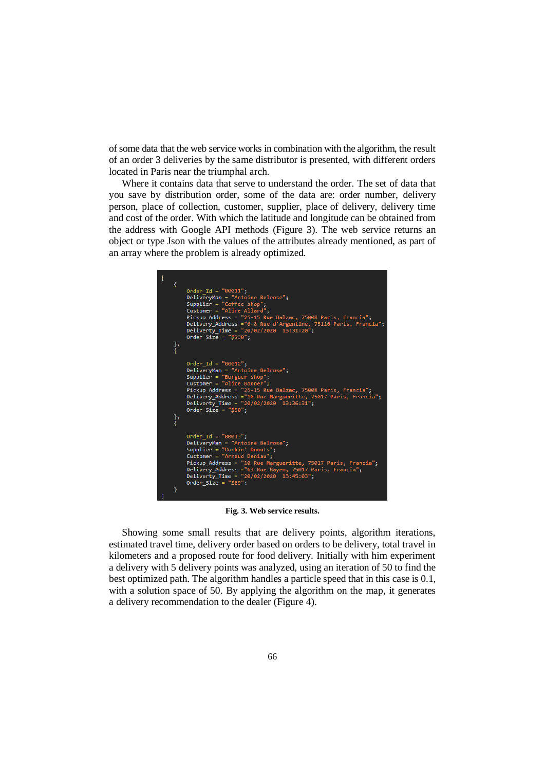of some data that the web service works in combination with the algorithm, the result of an order 3 deliveries by the same distributor is presented, with different orders located in Paris near the triumphal arch.

Where it contains data that serve to understand the order. The set of data that you save by distribution order, some of the data are: order number, delivery person, place of collection, customer, supplier, place of delivery, delivery time and cost of the order. With which the latitude and longitude can be obtained from the address with Google API methods (Figure 3). The web service returns an object or type Json with the values of the attributes already mentioned, as part of an array where the problem is already optimized.

```
[
    {
        Order_Id = "00011";
        DeliveryMan = "Antoine Belrose";
        Supplier = "Coffee shop";
        Customer = "Aline Allard";
        Pickup_Address = "25-15 Rue Balzac, 75008 Paris, Francia";
        Delivery_Address ="6-8 Rue d'Argentine, 75116 Paris, Francia";
        Deliverty_Time = "20/02/2020  13:31:20";
        Order_Size = "$230";
    },
    {

        Order_Id = "00012";
        DeliveryMan = "Antoine Belrose";
        Supplier = "Burguer shop";
        Customer = "Alice Bonner";
        Pickup_Address = "25-15 Rue Balzac, 75008 Paris, Francia";
        Delivery_Address ="10 Rue Marguerittte, 75017 Paris, Francia";
        Deliverty_Time = "20/02/2020  13:36:31";
        Order_Size = "$50";
    },
    {

        Order_Id = "00013";
        DeliveryMan = "Antoine Belrose";
        Supplier = "Dunkin' Donuts";
        Customer = "Arnaud Deniau";
        Pickup_Address = "10 Rue Marguerittte, 75017 Paris, Francia";
        Delivery_Address ="63 Rue Bayen, 75017 Paris, Francia";
        Deliverty_Time = "20/02/2020  13:45:03";
        Order_Size = "$89";
    }
]
```

**Fig. 3. Web service results.**

Showing some small results that are delivery points, algorithm iterations, estimated travel time, delivery order based on orders to be delivery, total travel in kilometers and a proposed route for food delivery. Initially with him experiment a delivery with 5 delivery points was analyzed, using an iteration of 50 to find the best optimized path. The algorithm handles a particle speed that in this case is 0.1, with a solution space of 50. By applying the algorithm on the map, it generates a delivery recommendation to the dealer (Figure 4).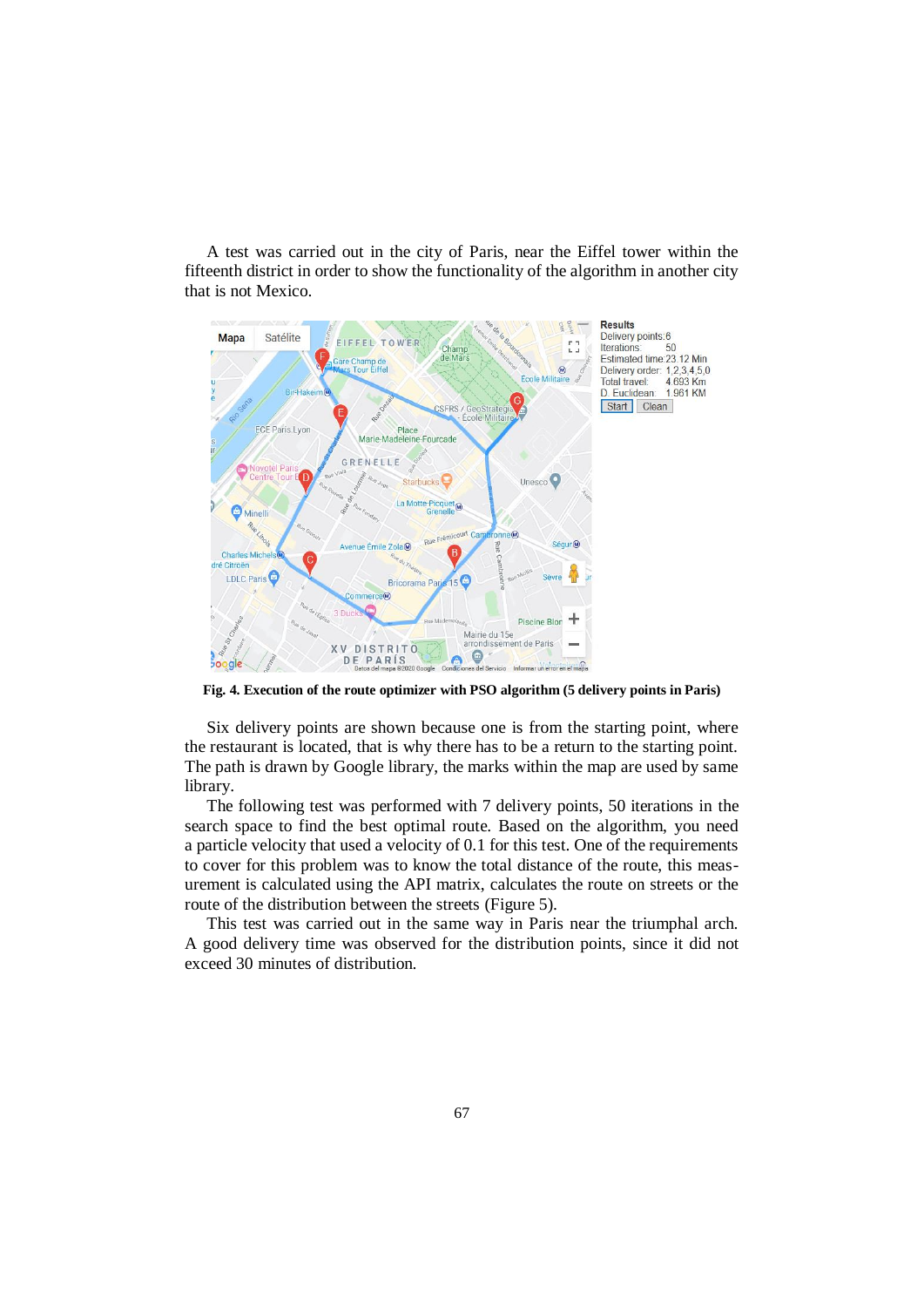A test was carried out in the city of Paris, near the Eiffel tower within the fifteenth district in order to show the functionality of the algorithm in another city that is not Mexico.

Results
Delivery points: 6
Iterations: 50
Estimated time: 23.12 Min
Delivery order: 1,2,3,4,5,0
Total travel: 4.693 Km
D. Euclidean: 1.961 KM
Start Clean

**Fig. 4. Execution of the route optimizer with PSO algorithm (5 delivery points in Paris)**

Six delivery points are shown because one is from the starting point, where the restaurant is located, that is why there has to be a return to the starting point. The path is drawn by Google library, the marks within the map are used by same library.

The following test was performed with 7 delivery points, 50 iterations in the search space to find the best optimal route. Based on the algorithm, you need a particle velocity that used a velocity of 0.1 for this test. One of the requirements to cover for this problem was to know the total distance of the route, this measurement is calculated using the API matrix, calculates the route on streets or the route of the distribution between the streets (Figure 5).

This test was carried out in the same way in Paris near the triumphal arch. A good delivery time was observed for the distribution points, since it did not exceed 30 minutes of distribution.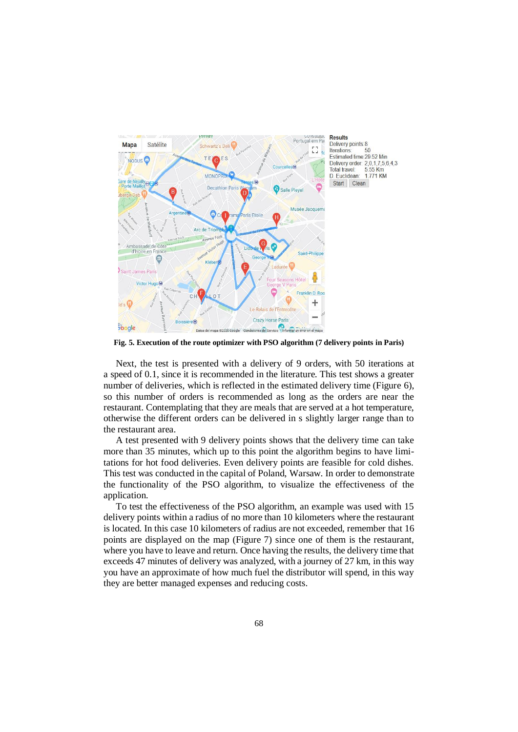Results
Delivery points 8
Iterations: 50
Estimated time 29.52 Min
Delivery order: 2,0,1,7,5,6,4,3
Total travel: 5.55 Km
D. Euclidean: 1.771 KM
Start Clean

**Fig. 5. Execution of the route optimizer with PSO algorithm (7 delivery points in Paris)**

Next, the test is presented with a delivery of 9 orders, with 50 iterations at a speed of 0.1, since it is recommended in the literature. This test shows a greater number of deliveries, which is reflected in the estimated delivery time (Figure 6), so this number of orders is recommended as long as the orders are near the restaurant. Contemplating that they are meals that are served at a hot temperature, otherwise the different orders can be delivered in s slightly larger range than to the restaurant area.

A test presented with 9 delivery points shows that the delivery time can take more than 35 minutes, which up to this point the algorithm begins to have limitations for hot food deliveries. Even delivery points are feasible for cold dishes. This test was conducted in the capital of Poland, Warsaw. In order to demonstrate the functionality of the PSO algorithm, to visualize the effectiveness of the application.

To test the effectiveness of the PSO algorithm, an example was used with 15 delivery points within a radius of no more than 10 kilometers where the restaurant is located. In this case 10 kilometers of radius are not exceeded, remember that 16 points are displayed on the map (Figure 7) since one of them is the restaurant, where you have to leave and return. Once having the results, the delivery time that exceeds 47 minutes of delivery was analyzed, with a journey of 27 km, in this way you have an approximate of how much fuel the distributor will spend, in this way they are better managed expenses and reducing costs.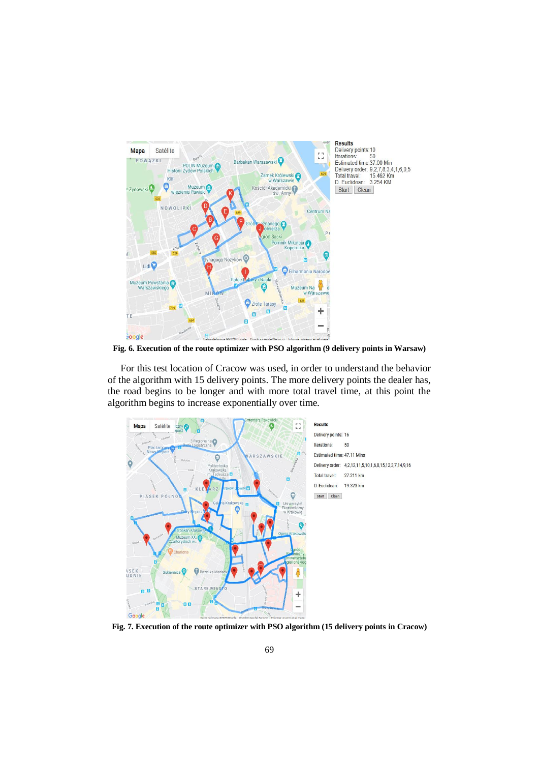Results
Delivery points: 10
Iterations: 50
Estimated time: 37.00 Min
Delivery order: 9,2,7,8,3,4,1,6,0,5
Total travel: 15.462 Km
D. Euclidean: 3.254 KM
Start Clean

**Fig. 6. Execution of the route optimizer with PSO algorithm (9 delivery points in Warsaw)**

For this test location of Cracow was used, in order to understand the behavior of the algorithm with 15 delivery points. The more delivery points the dealer has, the road begins to be longer and with more total travel time, at this point the algorithm begins to increase exponentially over time.

Results
Delivery points: 16
Iterations: 50
Estimated time: 47.11 Mins
Delivery order: 4,2,12,11,5,10,1,6,8,15,13,3,7,14,9,16
Total travel: 27.211 km
D. Euclidean: 19.323 km
Start Clean

**Fig. 7. Execution of the route optimizer with PSO algorithm (15 delivery points in Cracow)**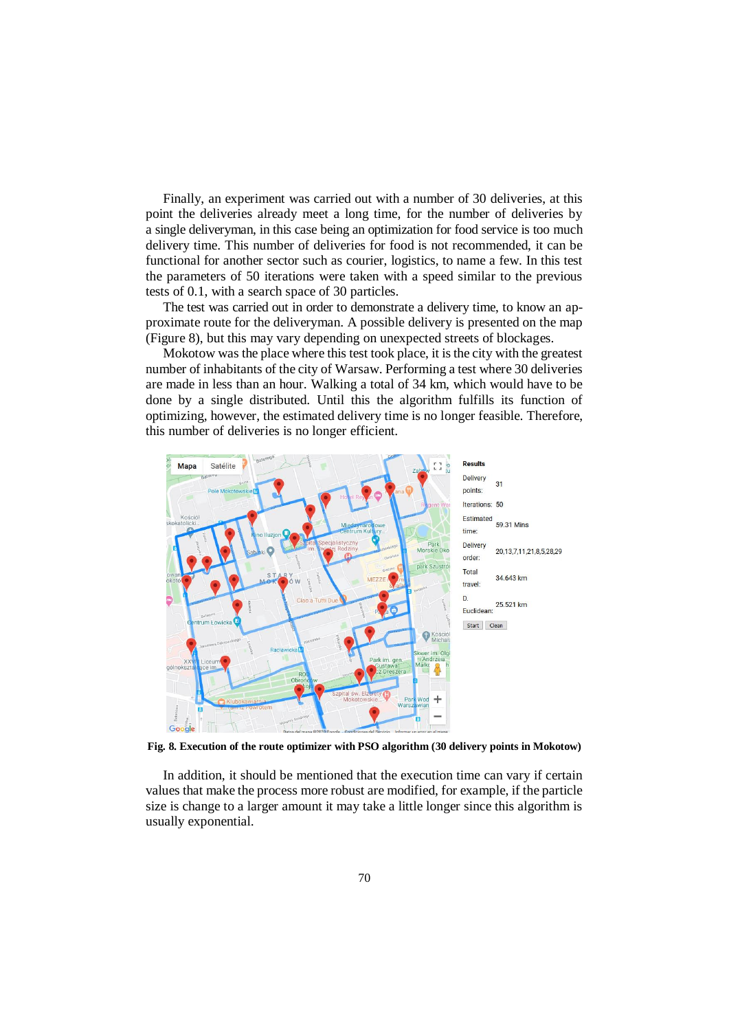Finally, an experiment was carried out with a number of 30 deliveries, at this point the deliveries already meet a long time, for the number of deliveries by a single deliveryman, in this case being an optimization for food service is too much delivery time. This number of deliveries for food is not recommended, it can be functional for another sector such as courier, logistics, to name a few. In this test the parameters of 50 iterations were taken with a speed similar to the previous tests of 0.1, with a search space of 30 particles.

The test was carried out in order to demonstrate a delivery time, to know an approximate route for the deliveryman. A possible delivery is presented on the map (Figure 8), but this may vary depending on unexpected streets of blockages.

Mokotow was the place where this test took place, it is the city with the greatest number of inhabitants of the city of Warsaw. Performing a test where 30 deliveries are made in less than an hour. Walking a total of 34 km, which would have to be done by a single distributed. Until this the algorithm fulfills its function of optimizing, however, the estimated delivery time is no longer feasible. Therefore, this number of deliveries is no longer efficient.

Results

Delivery points: 31

Iterations: 50

Estimated time: 59.31 Mins

Delivery order: 20,13,7,11,21,8,5,28,29

Total travel: 34.643 km

D. Euclidean: 25.521 km

Start Clean

**Fig. 8. Execution of the route optimizer with PSO algorithm (30 delivery points in Mokotow)**

In addition, it should be mentioned that the execution time can vary if certain values that make the process more robust are modified, for example, if the particle size is change to a larger amount it may take a little longer since this algorithm is usually exponential.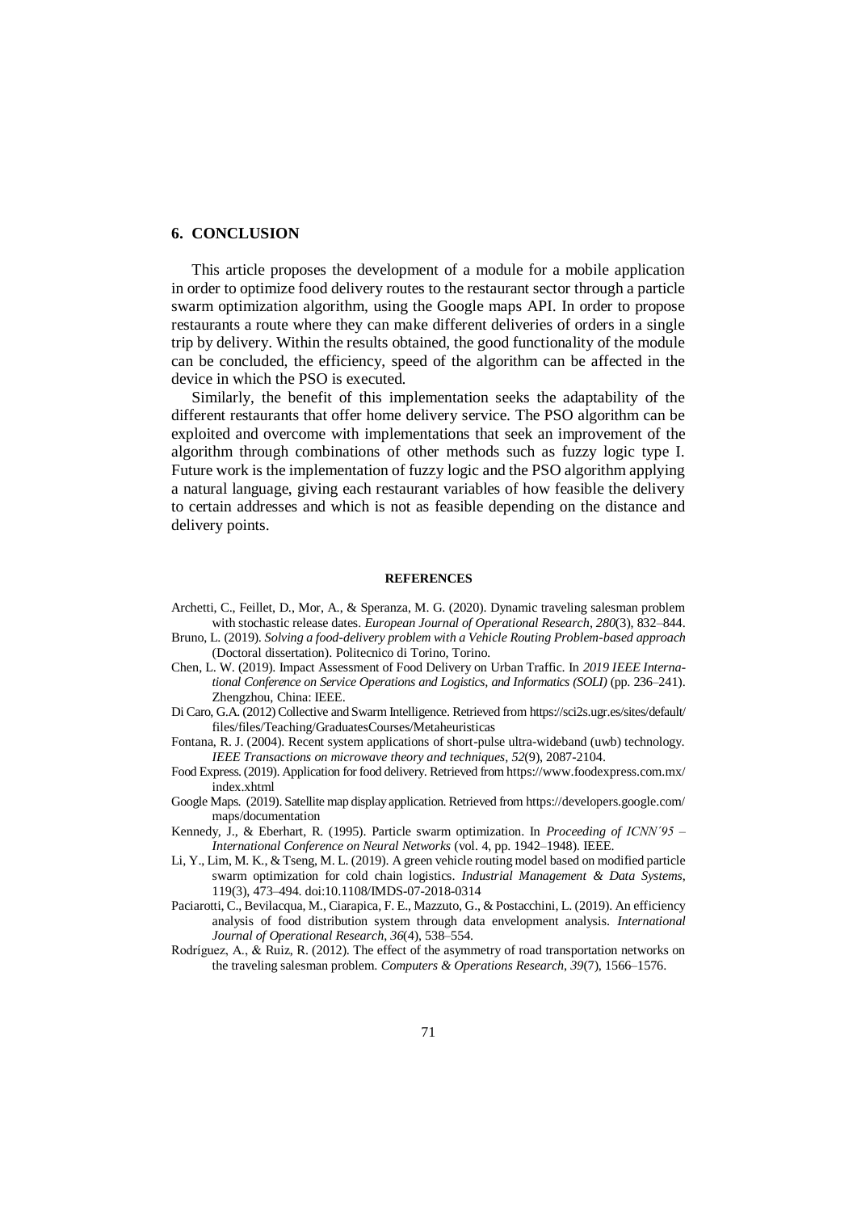## 6. CONCLUSION

This article proposes the development of a module for a mobile application in order to optimize food delivery routes to the restaurant sector through a particle swarm optimization algorithm, using the Google maps API. In order to propose restaurants a route where they can make different deliveries of orders in a single trip by delivery. Within the results obtained, the good functionality of the module can be concluded, the efficiency, speed of the algorithm can be affected in the device in which the PSO is executed.

Similarly, the benefit of this implementation seeks the adaptability of the different restaurants that offer home delivery service. The PSO algorithm can be exploited and overcome with implementations that seek an improvement of the algorithm through combinations of other methods such as fuzzy logic type I. Future work is the implementation of fuzzy logic and the PSO algorithm applying a natural language, giving each restaurant variables of how feasible the delivery to certain addresses and which is not as feasible depending on the distance and delivery points.

### REFERENCES

Archetti, C., Feillet, D., Mor, A., & Speranza, M. G. (2020). Dynamic traveling salesman problem with stochastic release dates. *European Journal of Operational Research*, *280*(3), 832–844.

Bruno, L. (2019). *Solving a food-delivery problem with a Vehicle Routing Problem-based approach* (Doctoral dissertation). Politecnico di Torino, Torino.

Chen, L. W. (2019). Impact Assessment of Food Delivery on Urban Traffic. In *2019 IEEE International Conference on Service Operations and Logistics, and Informatics (SOLI)* (pp. 236–241). Zhengzhou, China: IEEE.

Di Caro, G.A. (2012) Collective and Swarm Intelligence. Retrieved from https://sci2s.ugr.es/sites/default/files/files/Teaching/GraduatesCourses/Metaheuristicas

Fontana, R. J. (2004). Recent system applications of short-pulse ultra-wideband (uwb) technology. *IEEE Transactions on microwave theory and techniques*, *52*(9), 2087-2104.

Food Express. (2019). Application for food delivery. Retrieved from https://www.foodexpress.com.mx/index.xhtml

Google Maps. (2019). Satellite map display application. Retrieved from https://developers.google.com/maps/documentation

Kennedy, J., & Eberhart, R. (1995). Particle swarm optimization. In *Proceeding of ICNN'95 – International Conference on Neural Networks* (vol. 4, pp. 1942–1948). IEEE.

Li, Y., Lim, M. K., & Tseng, M. L. (2019). A green vehicle routing model based on modified particle swarm optimization for cold chain logistics. *Industrial Management & Data Systems*, 119(3), 473–494. doi:10.1108/IMDS-07-2018-0314

Paciarotti, C., Bevilacqua, M., Ciarapica, F. E., Mazzuto, G., & Postacchini, L. (2019). An efficiency analysis of food distribution system through data envelopment analysis. *International Journal of Operational Research*, *36*(4), 538–554.

Rodríguez, A., & Ruiz, R. (2012). The effect of the asymmetry of road transportation networks on the traveling salesman problem. *Computers & Operations Research*, *39*(7), 1566–1576.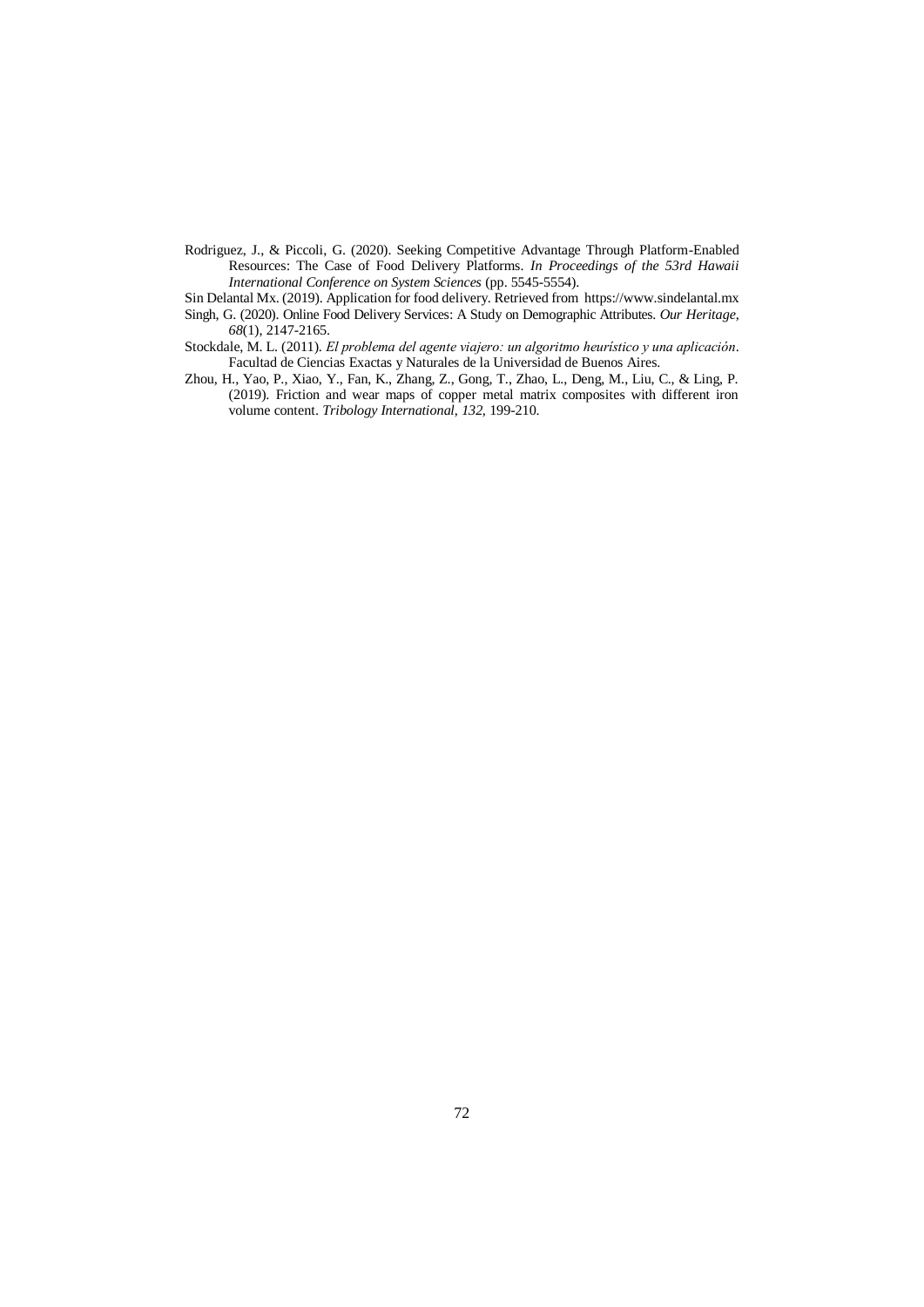Rodriguez, J., & Piccoli, G. (2020). Seeking Competitive Advantage Through Platform-Enabled Resources: The Case of Food Delivery Platforms. *In Proceedings of the 53rd Hawaii International Conference on System Sciences* (pp. 5545-5554).

Sin Delantal Mx. (2019). Application for food delivery. Retrieved from https://www.sindelantal.mx

Singh, G. (2020). Online Food Delivery Services: A Study on Demographic Attributes. *Our Heritage*, *68*(1), 2147-2165.

Stockdale, M. L. (2011). *El problema del agente viajero: un algoritmo heurístico y una aplicación*. Facultad de Ciencias Exactas y Naturales de la Universidad de Buenos Aires.

Zhou, H., Yao, P., Xiao, Y., Fan, K., Zhang, Z., Gong, T., Zhao, L., Deng, M., Liu, C., & Ling, P. (2019). Friction and wear maps of copper metal matrix composites with different iron volume content. *Tribology International*, *132*, 199-210.